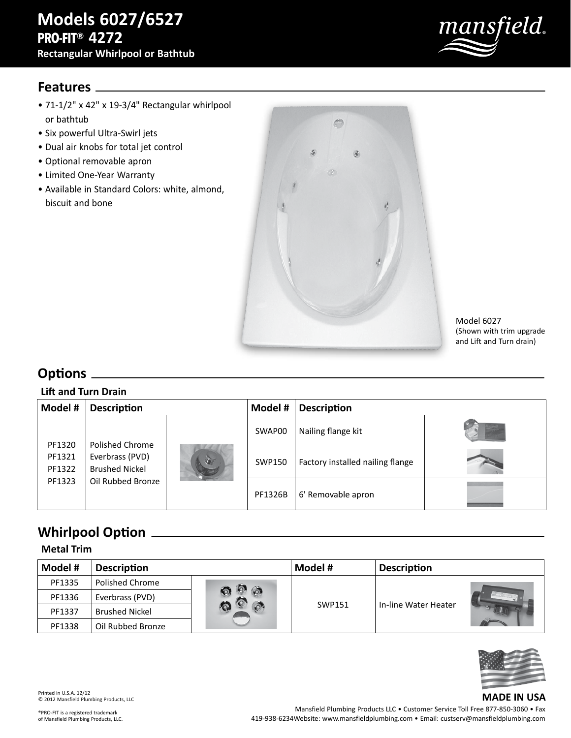# Models 6027/6527

## PRO-FIT® 4272

### Rectangular Whirlpool or Bathtub

## Features

- 71-1/2" x 42" x 19-3/4" Rectangular whirlpool or bathtub
- Six powerful Ultra-Swirl jets
- Dual air knobs for total jet control
- Optional removable apron
- Limited One-Year Warranty
- Available in Standard Colors: white, almond, biscuit and bone

Model 6027
(Shown with trim upgrade and Lift and Turn drain)

## Options

**Lift and Turn Drain**

| Model # | Description | | Model # | Description | |
|---|---|---|---|---|---|
| PF1320<br>PF1321<br>PF1322<br>PF1323 | Polished Chrome<br>Everbrass (PVD)<br>Brushed Nickel<br>Oil Rubbed Bronze | | SWAP00 | Nailing flange kit | |
| | | | SWP150 | Factory installed nailing flange | |
| | | | PF1326B | 6' Removable apron | |

## Whirlpool Option

**Metal Trim**

| Model # | Description | | Model # | Description | |
|---|---|---|---|---|---|
| PF1335 | Polished Chrome | | SWP151 | In-line Water Heater | |
| PF1336 | Everbrass (PVD) | | | | |
| PF1337 | Brushed Nickel | | | | |
| PF1338 | Oil Rubbed Bronze | | | | |

**MADE IN USA**

Printed in U.S.A. 12/12
© 2012 Mansfield Plumbing Products, LLC

®PRO-FIT is a registered trademark of Mansfield Plumbing Products, LLC.

Mansfield Plumbing Products LLC • Customer Service Toll Free 877-850-3060 • Fax 419-938-6234Website: www.mansfieldplumbing.com • Email: custserv@mansfieldplumbing.com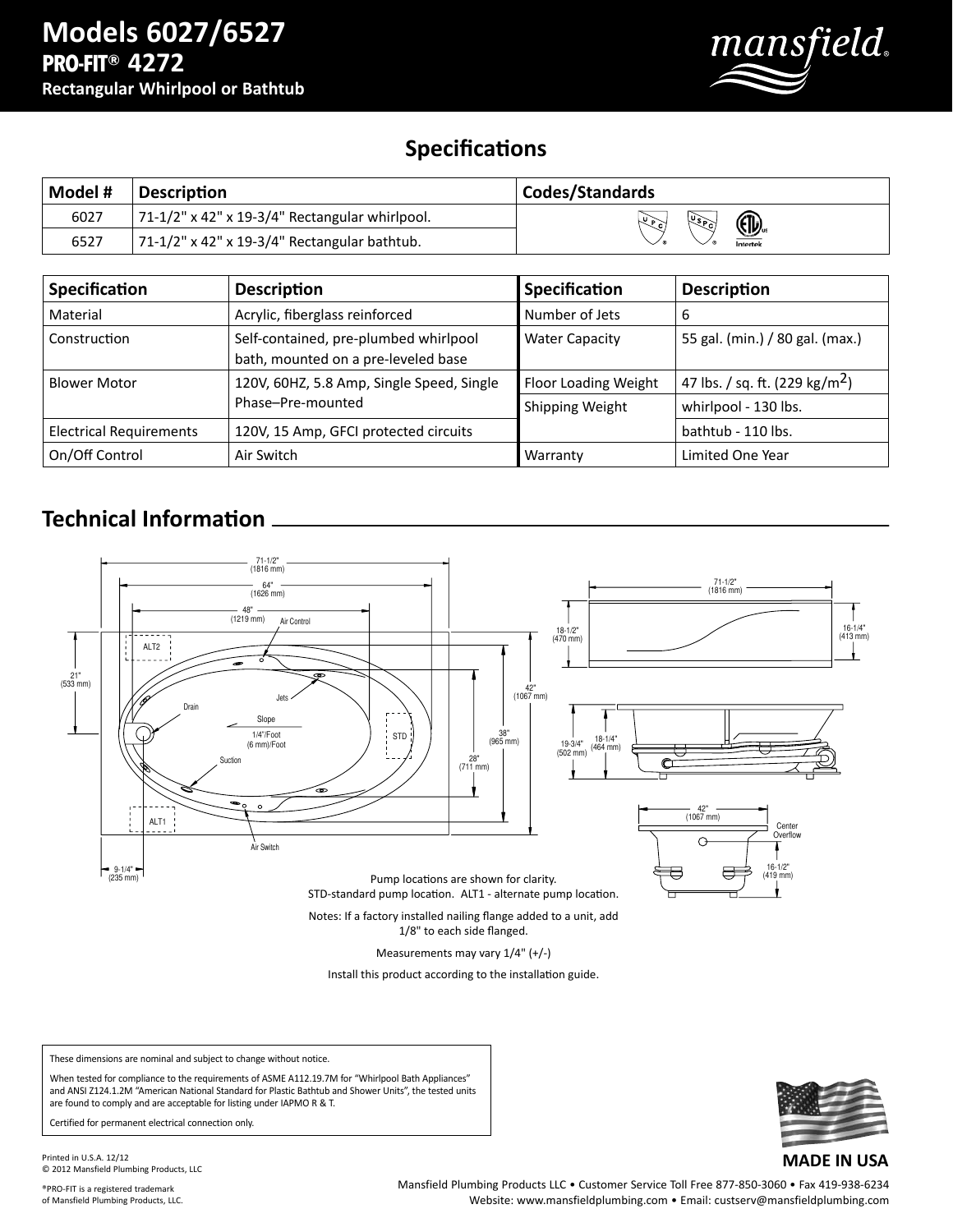# Models 6027/6527

## PRO-FIT® 4272

**Rectangular Whirlpool or Bathtub**

mansfield®

## Specifications

| Model # | Description | Codes/Standards |
|---|---|---|
| 6027 | 71-1/2" x 42" x 19-3/4" Rectangular whirlpool. | |
| 6527 | 71-1/2" x 42" x 19-3/4" Rectangular bathtub. | |

| Specification | Description | Specification | Description |
|---|---|---|---|
| Material | Acrylic, fiberglass reinforced | Number of Jets | 6 |
| Construction | Self-contained, pre-plumbed whirlpool bath, mounted on a pre-leveled base | Water Capacity | 55 gal. (min.) / 80 gal. (max.) |
| Blower Motor | 120V, 60HZ, 5.8 Amp, Single Speed, Single Phase–Pre-mounted | Floor Loading Weight | 47 lbs. / sq. ft. (229 kg/$m^2$) |
| | | Shipping Weight | whirlpool - 130 lbs. |
| Electrical Requirements | 120V, 15 Amp, GFCI protected circuits | | bathtub - 110 lbs. |
| On/Off Control | Air Switch | Warranty | Limited One Year |

## Technical Information

71-1/2" (1816 mm)
64" (1626 mm)
48" (1219 mm)
Air Control
ALT2
21" (533 mm)
Jets
Drain
Slope
1/4"/Foot (6 mm)/Foot
STD
Suction
42" (1067 mm)
38" (965 mm)
28" (711 mm)
ALT1
Air Switch
9-1/4" (235 mm)

71-1/2" (1816 mm)
18-1/2" (470 mm)
16-1/4" (413 mm)
19-3/4" (502 mm)
18-1/4" (464 mm)
42" (1067 mm)
Center Overflow
16-1/2" (419 mm)

Pump locations are shown for clarity.
STD-standard pump location. ALT1 - alternate pump location.

Notes: If a factory installed nailing flange added to a unit, add 1/8" to each side flanged.

Measurements may vary 1/4" (+/-)

Install this product according to the installation guide.

These dimensions are nominal and subject to change without notice.

When tested for compliance to the requirements of ASME A112.19.7M for "Whirlpool Bath Appliances" and ANSI Z124.1.2M "American National Standard for Plastic Bathtub and Shower Units", the tested units are found to comply and are acceptable for listing under IAPMO R & T.

Certified for permanent electrical connection only.

**MADE IN USA**

Printed in U.S.A. 12/12
© 2012 Mansfield Plumbing Products, LLC

®PRO-FIT is a registered trademark of Mansfield Plumbing Products, LLC.

Mansfield Plumbing Products LLC • Customer Service Toll Free 877-850-3060 • Fax 419-938-6234
Website: www.mansfieldplumbing.com • Email: custserv@mansfieldplumbing.com